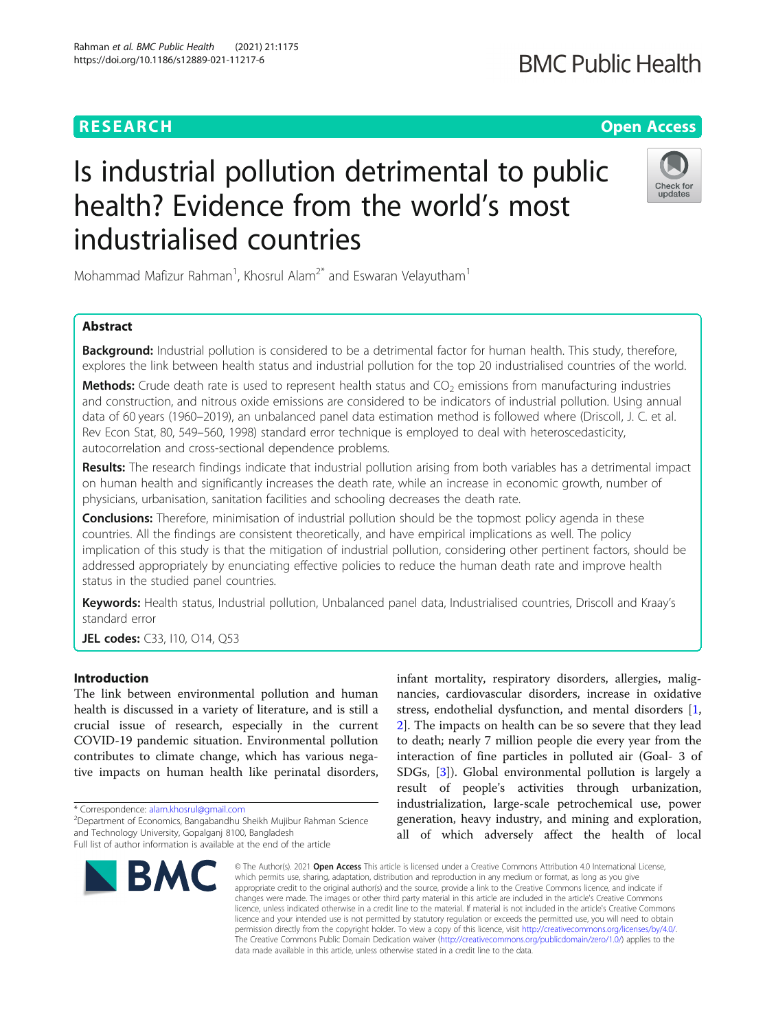**RESEARCH** | **Open Access**

# Is industrial pollution detrimental to public health? Evidence from the world's most industrialised countries

Mohammad Mafizur Rahman[1], Khosrul Alam[2*] and Eswaran Velayutham[1]

## Abstract

**Background:** Industrial pollution is considered to be a detrimental factor for human health. This study, therefore, explores the link between health status and industrial pollution for the top 20 industrialised countries of the world.

**Methods:** Crude death rate is used to represent health status and $CO_2$ emissions from manufacturing industries and construction, and nitrous oxide emissions are considered to be indicators of industrial pollution. Using annual data of 60 years (1960–2019), an unbalanced panel data estimation method is followed where (Driscoll, J. C. et al. Rev Econ Stat, 80, 549–560, 1998) standard error technique is employed to deal with heteroscedasticity, autocorrelation and cross-sectional dependence problems.

**Results:** The research findings indicate that industrial pollution arising from both variables has a detrimental impact on human health and significantly increases the death rate, while an increase in economic growth, number of physicians, urbanisation, sanitation facilities and schooling decreases the death rate.

**Conclusions:** Therefore, minimisation of industrial pollution should be the topmost policy agenda in these countries. All the findings are consistent theoretically, and have empirical implications as well. The policy implication of this study is that the mitigation of industrial pollution, considering other pertinent factors, should be addressed appropriately by enunciating effective policies to reduce the human death rate and improve health status in the studied panel countries.

**Keywords:** Health status, Industrial pollution, Unbalanced panel data, Industrialised countries, Driscoll and Kraay's standard error

**JEL codes:** C33, I10, O14, Q53

## Introduction

The link between environmental pollution and human health is discussed in a variety of literature, and is still a crucial issue of research, especially in the current COVID-19 pandemic situation. Environmental pollution contributes to climate change, which has various negative impacts on human health like perinatal disorders, infant mortality, respiratory disorders, allergies, malignancies, cardiovascular disorders, increase in oxidative stress, endothelial dysfunction, and mental disorders [1, 2]. The impacts on health can be so severe that they lead to death; nearly 7 million people die every year from the interaction of fine particles in polluted air (Goal- 3 of SDGs, [3]). Global environmental pollution is largely a result of people's activities through urbanization, industrialization, large-scale petrochemical use, power generation, heavy industry, and mining and exploration, all of which adversely affect the health of local

\* Correspondence: alam.khosrul@gmail.com

[2]Department of Economics, Bangabandhu Sheikh Mujibur Rahman Science and Technology University, Gopalganj 8100, Bangladesh

Full list of author information is available at the end of the article

© The Author(s). 2021 **Open Access** This article is licensed under a Creative Commons Attribution 4.0 International License, which permits use, sharing, adaptation, distribution and reproduction in any medium or format, as long as you give appropriate credit to the original author(s) and the source, provide a link to the Creative Commons licence, and indicate if changes were made. The images or other third party material in this article are included in the article's Creative Commons licence, unless indicated otherwise in a credit line to the material. If material is not included in the article's Creative Commons licence and your intended use is not permitted by statutory regulation or exceeds the permitted use, you will need to obtain permission directly from the copyright holder. To view a copy of this licence, visit http://creativecommons.org/licenses/by/4.0/. The Creative Commons Public Domain Dedication waiver (http://creativecommons.org/publicdomain/zero/1.0/) applies to the data made available in this article, unless otherwise stated in a credit line to the data.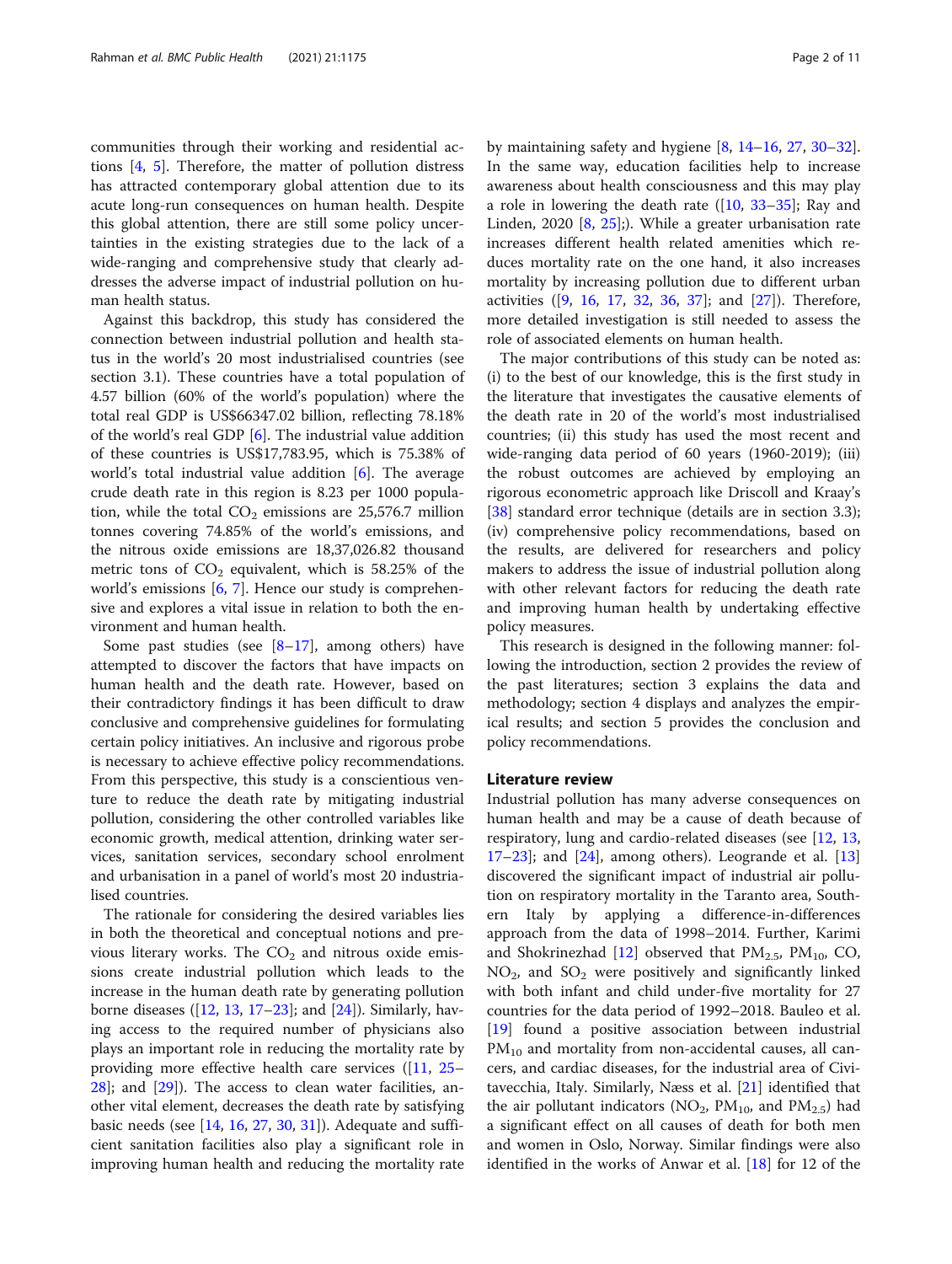communities through their working and residential actions [4, 5]. Therefore, the matter of pollution distress has attracted contemporary global attention due to its acute long-run consequences on human health. Despite this global attention, there are still some policy uncertainties in the existing strategies due to the lack of a wide-ranging and comprehensive study that clearly addresses the adverse impact of industrial pollution on human health status.

Against this backdrop, this study has considered the connection between industrial pollution and health status in the world's 20 most industrialised countries (see section 3.1). These countries have a total population of 4.57 billion (60% of the world's population) where the total real GDP is US$66347.02 billion, reflecting 78.18% of the world's real GDP [6]. The industrial value addition of these countries is US$17,783.95, which is 75.38% of world's total industrial value addition [6]. The average crude death rate in this region is 8.23 per 1000 population, while the total $CO_2$ emissions are 25,576.7 million tonnes covering 74.85% of the world's emissions, and the nitrous oxide emissions are 18,37,026.82 thousand metric tons of $CO_2$ equivalent, which is 58.25% of the world's emissions [6, 7]. Hence our study is comprehensive and explores a vital issue in relation to both the environment and human health.

Some past studies (see [8–17], among others) have attempted to discover the factors that have impacts on human health and the death rate. However, based on their contradictory findings it has been difficult to draw conclusive and comprehensive guidelines for formulating certain policy initiatives. An inclusive and rigorous probe is necessary to achieve effective policy recommendations. From this perspective, this study is a conscientious venture to reduce the death rate by mitigating industrial pollution, considering the other controlled variables like economic growth, medical attention, drinking water services, sanitation services, secondary school enrolment and urbanisation in a panel of world's most 20 industrialised countries.

The rationale for considering the desired variables lies in both the theoretical and conceptual notions and previous literary works. The $CO_2$ and nitrous oxide emissions create industrial pollution which leads to the increase in the human death rate by generating pollution borne diseases ([12, 13, 17–23]; and [24]). Similarly, having access to the required number of physicians also plays an important role in reducing the mortality rate by providing more effective health care services ([11, 25–28]; and [29]). The access to clean water facilities, another vital element, decreases the death rate by satisfying basic needs (see [14, 16, 27, 30, 31]). Adequate and sufficient sanitation facilities also play a significant role in improving human health and reducing the mortality rate by maintaining safety and hygiene [8, 14–16, 27, 30–32]. In the same way, education facilities help to increase awareness about health consciousness and this may play a role in lowering the death rate ([10, 33–35]; Ray and Linden, 2020 [8, 25];). While a greater urbanisation rate increases different health related amenities which reduces mortality rate on the one hand, it also increases mortality by increasing pollution due to different urban activities ([9, 16, 17, 32, 36, 37]; and [27]). Therefore, more detailed investigation is still needed to assess the role of associated elements on human health.

The major contributions of this study can be noted as: (i) to the best of our knowledge, this is the first study in the literature that investigates the causative elements of the death rate in 20 of the world's most industrialised countries; (ii) this study has used the most recent and wide-ranging data period of 60 years (1960-2019); (iii) the robust outcomes are achieved by employing an rigorous econometric approach like Driscoll and Kraay's [38] standard error technique (details are in section 3.3); (iv) comprehensive policy recommendations, based on the results, are delivered for researchers and policy makers to address the issue of industrial pollution along with other relevant factors for reducing the death rate and improving human health by undertaking effective policy measures.

This research is designed in the following manner: following the introduction, section 2 provides the review of the past literatures; section 3 explains the data and methodology; section 4 displays and analyzes the empirical results; and section 5 provides the conclusion and policy recommendations.

## Literature review

Industrial pollution has many adverse consequences on human health and may be a cause of death because of respiratory, lung and cardio-related diseases (see [12, 13, 17–23]; and [24], among others). Leogrande et al. [13] discovered the significant impact of industrial air pollution on respiratory mortality in the Taranto area, Southern Italy by applying a difference-in-differences approach from the data of 1998–2014. Further, Karimi and Shokrinezhad [12] observed that $PM_{2.5}$, $PM_{10}$, CO, $NO_2$, and $SO_2$ were positively and significantly linked with both infant and child under-five mortality for 27 countries for the data period of 1992–2018. Bauleo et al. [19] found a positive association between industrial $PM_{10}$ and mortality from non-accidental causes, all cancers, and cardiac diseases, for the industrial area of Civitavecchia, Italy. Similarly, Næss et al. [21] identified that the air pollutant indicators ($NO_2$, $PM_{10}$, and $PM_{2.5}$) had a significant effect on all causes of death for both men and women in Oslo, Norway. Similar findings were also identified in the works of Anwar et al. [18] for 12 of the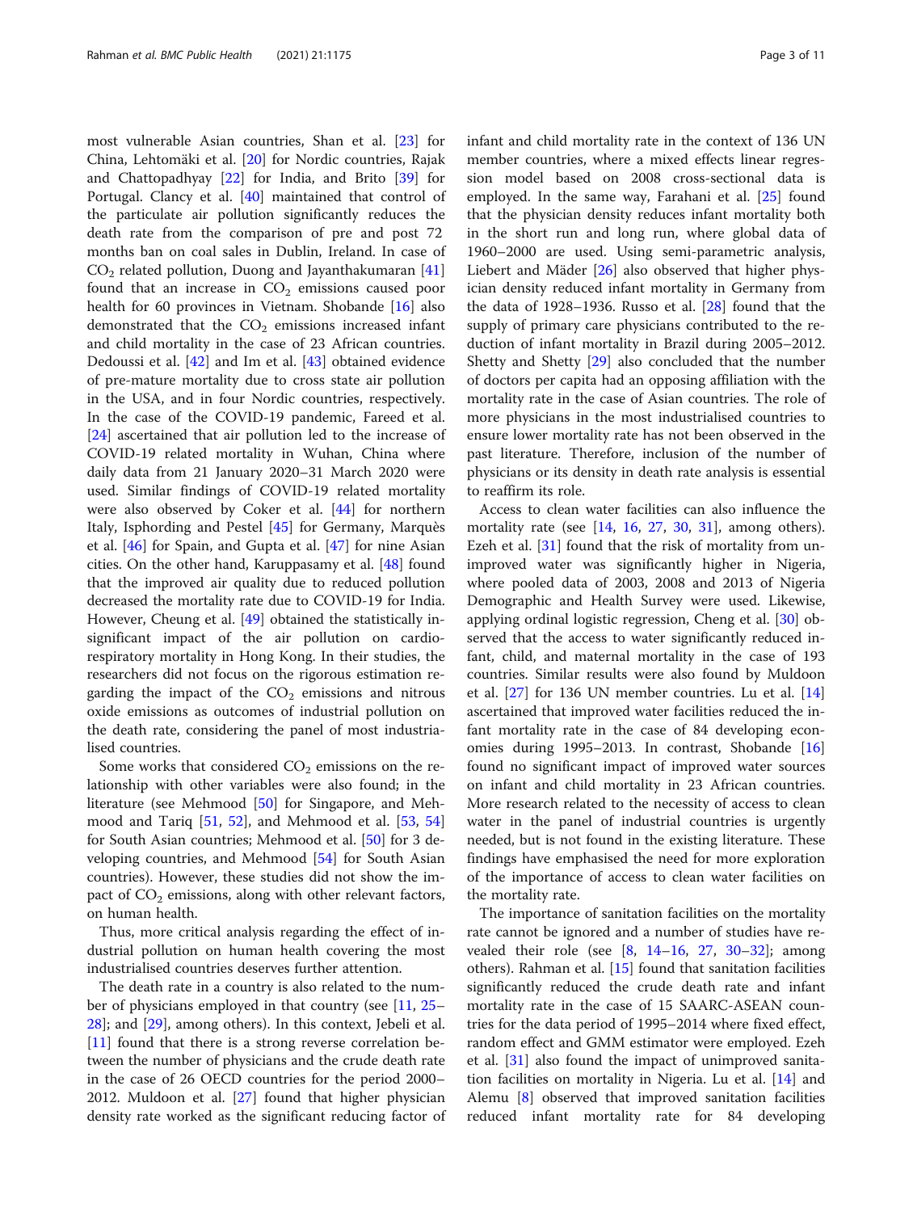most vulnerable Asian countries, Shan et al. [23] for China, Lehtomäki et al. [20] for Nordic countries, Rajak and Chattopadhyay [22] for India, and Brito [39] for Portugal. Clancy et al. [40] maintained that control of the particulate air pollution significantly reduces the death rate from the comparison of pre and post 72 months ban on coal sales in Dublin, Ireland. In case of $CO_2$ related pollution, Duong and Jayanthakumaran [41] found that an increase in $CO_2$ emissions caused poor health for 60 provinces in Vietnam. Shobande [16] also demonstrated that the $CO_2$ emissions increased infant and child mortality in the case of 23 African countries. Dedoussi et al. [42] and Im et al. [43] obtained evidence of pre-mature mortality due to cross state air pollution in the USA, and in four Nordic countries, respectively. In the case of the COVID-19 pandemic, Fareed et al. [24] ascertained that air pollution led to the increase of COVID-19 related mortality in Wuhan, China where daily data from 21 January 2020–31 March 2020 were used. Similar findings of COVID-19 related mortality were also observed by Coker et al. [44] for northern Italy, Isphording and Pestel [45] for Germany, Marquès et al. [46] for Spain, and Gupta et al. [47] for nine Asian cities. On the other hand, Karuppasamy et al. [48] found that the improved air quality due to reduced pollution decreased the mortality rate due to COVID-19 for India. However, Cheung et al. [49] obtained the statistically insignificant impact of the air pollution on cardio-respiratory mortality in Hong Kong. In their studies, the researchers did not focus on the rigorous estimation regarding the impact of the $CO_2$ emissions and nitrous oxide emissions as outcomes of industrial pollution on the death rate, considering the panel of most industrialised countries.

Some works that considered $CO_2$ emissions on the relationship with other variables were also found; in the literature (see Mehmood [50] for Singapore, and Mehmood and Tariq [51, 52], and Mehmood et al. [53, 54] for South Asian countries; Mehmood et al. [50] for 3 developing countries, and Mehmood [54] for South Asian countries). However, these studies did not show the impact of $CO_2$ emissions, along with other relevant factors, on human health.

Thus, more critical analysis regarding the effect of industrial pollution on human health covering the most industrialised countries deserves further attention.

The death rate in a country is also related to the number of physicians employed in that country (see [11, 25–28]; and [29], among others). In this context, Jebeli et al. [11] found that there is a strong reverse correlation between the number of physicians and the crude death rate in the case of 26 OECD countries for the period 2000–2012. Muldoon et al. [27] found that higher physician density rate worked as the significant reducing factor of infant and child mortality rate in the context of 136 UN member countries, where a mixed effects linear regression model based on 2008 cross-sectional data is employed. In the same way, Farahani et al. [25] found that the physician density reduces infant mortality both in the short run and long run, where global data of 1960–2000 are used. Using semi-parametric analysis, Liebert and Mäder [26] also observed that higher physician density reduced infant mortality in Germany from the data of 1928–1936. Russo et al. [28] found that the supply of primary care physicians contributed to the reduction of infant mortality in Brazil during 2005–2012. Shetty and Shetty [29] also concluded that the number of doctors per capita had an opposing affiliation with the mortality rate in the case of Asian countries. The role of more physicians in the most industrialised countries to ensure lower mortality rate has not been observed in the past literature. Therefore, inclusion of the number of physicians or its density in death rate analysis is essential to reaffirm its role.

Access to clean water facilities can also influence the mortality rate (see [14, 16, 27, 30, 31], among others). Ezeh et al. [31] found that the risk of mortality from unimproved water was significantly higher in Nigeria, where pooled data of 2003, 2008 and 2013 of Nigeria Demographic and Health Survey were used. Likewise, applying ordinal logistic regression, Cheng et al. [30] observed that the access to water significantly reduced infant, child, and maternal mortality in the case of 193 countries. Similar results were also found by Muldoon et al. [27] for 136 UN member countries. Lu et al. [14] ascertained that improved water facilities reduced the infant mortality rate in the case of 84 developing economies during 1995–2013. In contrast, Shobande [16] found no significant impact of improved water sources on infant and child mortality in 23 African countries. More research related to the necessity of access to clean water in the panel of industrial countries is urgently needed, but is not found in the existing literature. These findings have emphasised the need for more exploration of the importance of access to clean water facilities on the mortality rate.

The importance of sanitation facilities on the mortality rate cannot be ignored and a number of studies have revealed their role (see [8, 14–16, 27, 30–32]; among others). Rahman et al. [15] found that sanitation facilities significantly reduced the crude death rate and infant mortality rate in the case of 15 SAARC-ASEAN countries for the data period of 1995–2014 where fixed effect, random effect and GMM estimator were employed. Ezeh et al. [31] also found the impact of unimproved sanitation facilities on mortality in Nigeria. Lu et al. [14] and Alemu [8] observed that improved sanitation facilities reduced infant mortality rate for 84 developing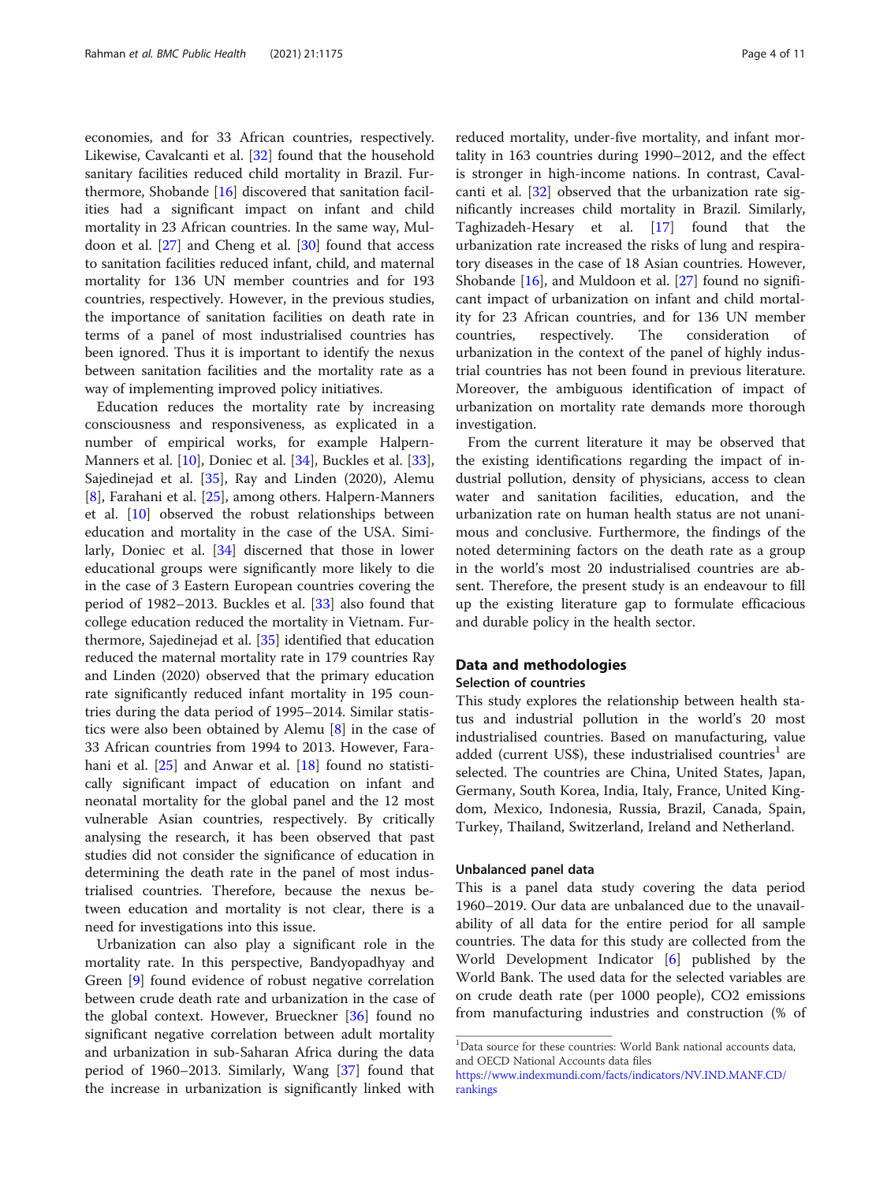economies, and for 33 African countries, respectively. Likewise, Cavalcanti et al. [32] found that the household sanitary facilities reduced child mortality in Brazil. Furthermore, Shobande [16] discovered that sanitation facilities had a significant impact on infant and child mortality in 23 African countries. In the same way, Muldoon et al. [27] and Cheng et al. [30] found that access to sanitation facilities reduced infant, child, and maternal mortality for 136 UN member countries and for 193 countries, respectively. However, in the previous studies, the importance of sanitation facilities on death rate in terms of a panel of most industrialised countries has been ignored. Thus it is important to identify the nexus between sanitation facilities and the mortality rate as a way of implementing improved policy initiatives.

Education reduces the mortality rate by increasing consciousness and responsiveness, as explicated in a number of empirical works, for example Halpern-Manners et al. [10], Doniec et al. [34], Buckles et al. [33], Sajedinejad et al. [35], Ray and Linden (2020), Alemu [8], Farahani et al. [25], among others. Halpern-Manners et al. [10] observed the robust relationships between education and mortality in the case of the USA. Similarly, Doniec et al. [34] discerned that those in lower educational groups were significantly more likely to die in the case of 3 Eastern European countries covering the period of 1982–2013. Buckles et al. [33] also found that college education reduced the mortality in Vietnam. Furthermore, Sajedinejad et al. [35] identified that education reduced the maternal mortality rate in 179 countries Ray and Linden (2020) observed that the primary education rate significantly reduced infant mortality in 195 countries during the data period of 1995–2014. Similar statistics were also been obtained by Alemu [8] in the case of 33 African countries from 1994 to 2013. However, Farahani et al. [25] and Anwar et al. [18] found no statistically significant impact of education on infant and neonatal mortality for the global panel and the 12 most vulnerable Asian countries, respectively. By critically analysing the research, it has been observed that past studies did not consider the significance of education in determining the death rate in the panel of most industrialised countries. Therefore, because the nexus between education and mortality is not clear, there is a need for investigations into this issue.

Urbanization can also play a significant role in the mortality rate. In this perspective, Bandyopadhyay and Green [9] found evidence of robust negative correlation between crude death rate and urbanization in the case of the global context. However, Brueckner [36] found no significant negative correlation between adult mortality and urbanization in sub-Saharan Africa during the data period of 1960–2013. Similarly, Wang [37] found that the increase in urbanization is significantly linked with reduced mortality, under-five mortality, and infant mortality in 163 countries during 1990–2012, and the effect is stronger in high-income nations. In contrast, Cavalcanti et al. [32] observed that the urbanization rate significantly increases child mortality in Brazil. Similarly, Taghizadeh-Hesary et al. [17] found that the urbanization rate increased the risks of lung and respiratory diseases in the case of 18 Asian countries. However, Shobande [16], and Muldoon et al. [27] found no significant impact of urbanization on infant and child mortality for 23 African countries, and for 136 UN member countries, respectively. The consideration of urbanization in the context of the panel of highly industrial countries has not been found in previous literature. Moreover, the ambiguous identification of impact of urbanization on mortality rate demands more thorough investigation.

From the current literature it may be observed that the existing identifications regarding the impact of industrial pollution, density of physicians, access to clean water and sanitation facilities, education, and the urbanization rate on human health status are not unanimous and conclusive. Furthermore, the findings of the noted determining factors on the death rate as a group in the world's most 20 industrialised countries are absent. Therefore, the present study is an endeavour to fill up the existing literature gap to formulate efficacious and durable policy in the health sector.

## Data and methodologies

### Selection of countries

This study explores the relationship between health status and industrial pollution in the world's 20 most industrialised countries. Based on manufacturing, value added (current US$), these industrialised countries[1] are selected. The countries are China, United States, Japan, Germany, South Korea, India, Italy, France, United Kingdom, Mexico, Indonesia, Russia, Brazil, Canada, Spain, Turkey, Thailand, Switzerland, Ireland and Netherland.

### Unbalanced panel data

This is a panel data study covering the data period 1960–2019. Our data are unbalanced due to the unavailability of all data for the entire period for all sample countries. The data for this study are collected from the World Development Indicator [6] published by the World Bank. The used data for the selected variables are on crude death rate (per 1000 people), $CO_2$ emissions from manufacturing industries and construction (% of

[1]Data source for these countries: World Bank national accounts data, and OECD National Accounts data files https://www.indexmundi.com/facts/indicators/NV.IND.MANF.CD/rankings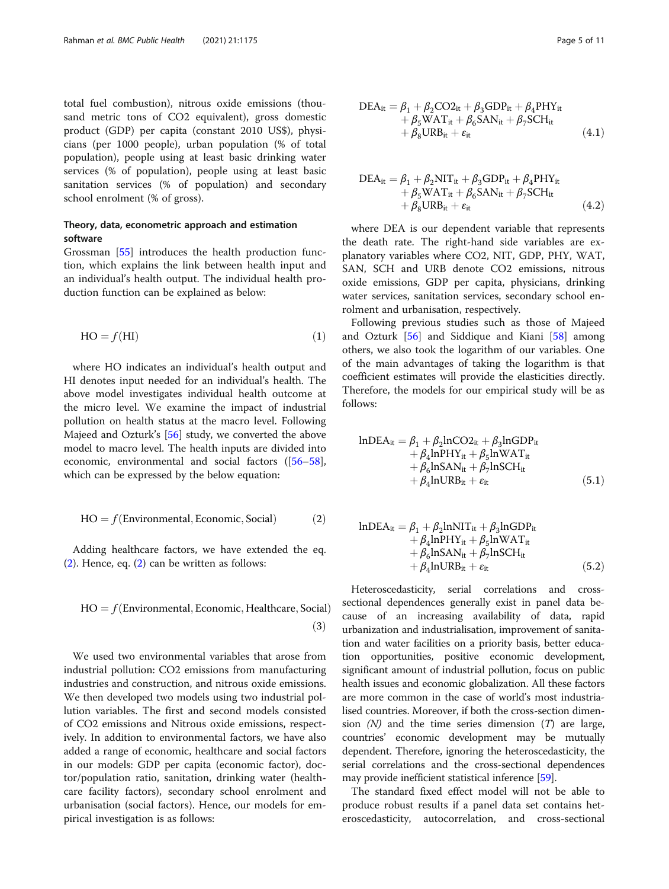total fuel combustion), nitrous oxide emissions (thousand metric tons of CO2 equivalent), gross domestic product (GDP) per capita (constant 2010 US$), physicians (per 1000 people), urban population (% of total population), people using at least basic drinking water services (% of population), people using at least basic sanitation services (% of population) and secondary school enrolment (% of gross).

### Theory, data, econometric approach and estimation software

Grossman [55] introduces the health production function, which explains the link between health input and an individual's health output. The individual health production function can be explained as below:

$$\mathrm{HO} = f(\mathrm{HI}) \tag{1}$$

where HO indicates an individual's health output and HI denotes input needed for an individual's health. The above model investigates individual health outcome at the micro level. We examine the impact of industrial pollution on health status at the macro level. Following Majeed and Ozturk's [56] study, we converted the above model to macro level. The health inputs are divided into economic, environmental and social factors ([56–58], which can be expressed by the below equation:

$$\mathrm{HO} = f(\mathrm{Environmental}, \mathrm{Economic}, \mathrm{Social}) \tag{2}$$

Adding healthcare factors, we have extended the eq. (2). Hence, eq. (2) can be written as follows:

$$\mathrm{HO} = f(\mathrm{Environmental}, \mathrm{Economic}, \mathrm{Healthcare}, \mathrm{Social}) \tag{3}$$

We used two environmental variables that arose from industrial pollution: CO2 emissions from manufacturing industries and construction, and nitrous oxide emissions. We then developed two models using two industrial pollution variables. The first and second models consisted of CO2 emissions and Nitrous oxide emissions, respectively. In addition to environmental factors, we have also added a range of economic, healthcare and social factors in our models: GDP per capita (economic factor), doctor/population ratio, sanitation, drinking water (healthcare facility factors), secondary school enrolment and urbanisation (social factors). Hence, our models for empirical investigation is as follows:

$$\begin{aligned}\mathrm{DEA}_{it} = \beta_1 &+ \beta_2 \mathrm{CO2}_{it} + \beta_3 \mathrm{GDP}_{it} + \beta_4 \mathrm{PHY}_{it} \\ &+ \beta_5 \mathrm{WAT}_{it} + \beta_6 \mathrm{SAN}_{it} + \beta_7 \mathrm{SCH}_{it} \\ &+ \beta_8 \mathrm{URB}_{it} + \varepsilon_{it}\end{aligned} \tag{4.1}$$

$$\begin{aligned}\mathrm{DEA}_{it} = \beta_1 &+ \beta_2 \mathrm{NIT}_{it} + \beta_3 \mathrm{GDP}_{it} + \beta_4 \mathrm{PHY}_{it} \\ &+ \beta_5 \mathrm{WAT}_{it} + \beta_6 \mathrm{SAN}_{it} + \beta_7 \mathrm{SCH}_{it} \\ &+ \beta_8 \mathrm{URB}_{it} + \varepsilon_{it}\end{aligned} \tag{4.2}$$

where DEA is our dependent variable that represents the death rate. The right-hand side variables are explanatory variables where CO2, NIT, GDP, PHY, WAT, SAN, SCH and URB denote CO2 emissions, nitrous oxide emissions, GDP per capita, physicians, drinking water services, sanitation services, secondary school enrolment and urbanisation, respectively.

Following previous studies such as those of Majeed and Ozturk [56] and Siddique and Kiani [58] among others, we also took the logarithm of our variables. One of the main advantages of taking the logarithm is that coefficient estimates will provide the elasticities directly. Therefore, the models for our empirical study will be as follows:

$$\begin{aligned}\ln\mathrm{DEA}_{it} = \beta_1 &+ \beta_2 \ln\mathrm{CO2}_{it} + \beta_3 \ln\mathrm{GDP}_{it} \\ &+ \beta_4 \ln\mathrm{PHY}_{it} + \beta_5 \ln\mathrm{WAT}_{it} \\ &+ \beta_6 \ln\mathrm{SAN}_{it} + \beta_7 \ln\mathrm{SCH}_{it} \\ &+ \beta_4 \ln\mathrm{URB}_{it} + \varepsilon_{it}\end{aligned} \tag{5.1}$$

$$\begin{aligned}\ln\mathrm{DEA}_{it} = \beta_1 &+ \beta_2 \ln\mathrm{NIT}_{it} + \beta_3 \ln\mathrm{GDP}_{it} \\ &+ \beta_4 \ln\mathrm{PHY}_{it} + \beta_5 \ln\mathrm{WAT}_{it} \\ &+ \beta_6 \ln\mathrm{SAN}_{it} + \beta_7 \ln\mathrm{SCH}_{it} \\ &+ \beta_4 \ln\mathrm{URB}_{it} + \varepsilon_{it}\end{aligned} \tag{5.2}$$

Heteroscedasticity, serial correlations and cross-sectional dependences generally exist in panel data because of an increasing availability of data, rapid urbanization and industrialisation, improvement of sanitation and water facilities on a priority basis, better education opportunities, positive economic development, significant amount of industrial pollution, focus on public health issues and economic globalization. All these factors are more common in the case of world's most industrialised countries. Moreover, if both the cross-section dimension *(N)* and the time series dimension (*T*) are large, countries' economic development may be mutually dependent. Therefore, ignoring the heteroscedasticity, the serial correlations and the cross-sectional dependences may provide inefficient statistical inference [59].

The standard fixed effect model will not be able to produce robust results if a panel data set contains heteroscedasticity, autocorrelation, and cross-sectional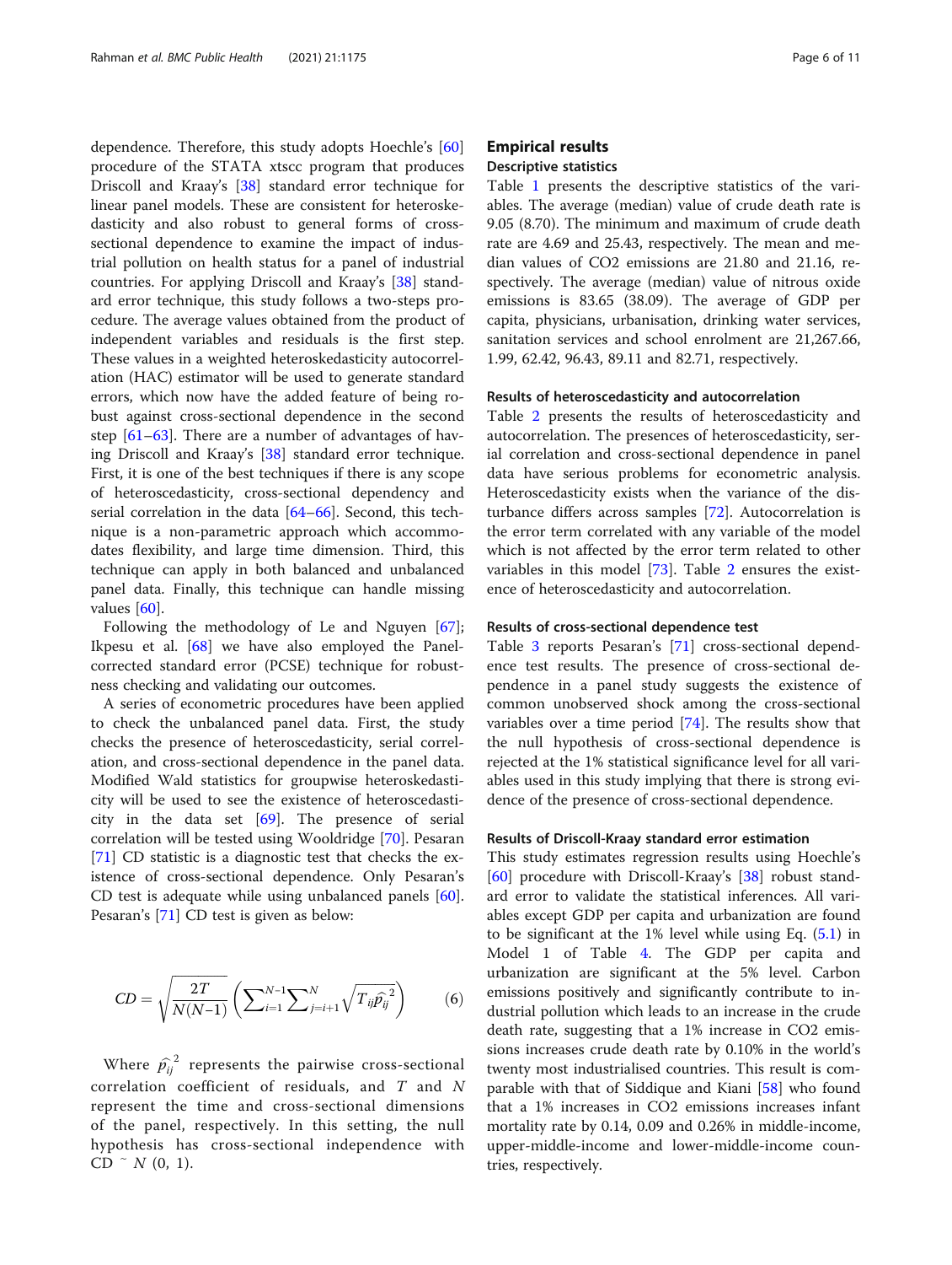dependence. Therefore, this study adopts Hoechle's [60] procedure of the STATA xtscc program that produces Driscoll and Kraay's [38] standard error technique for linear panel models. These are consistent for heteroskedasticity and also robust to general forms of cross-sectional dependence to examine the impact of industrial pollution on health status for a panel of industrial countries. For applying Driscoll and Kraay's [38] standard error technique, this study follows a two-steps procedure. The average values obtained from the product of independent variables and residuals is the first step. These values in a weighted heteroskedasticity autocorrelation (HAC) estimator will be used to generate standard errors, which now have the added feature of being robust against cross-sectional dependence in the second step [61–63]. There are a number of advantages of having Driscoll and Kraay's [38] standard error technique. First, it is one of the best techniques if there is any scope of heteroscedasticity, cross-sectional dependency and serial correlation in the data [64–66]. Second, this technique is a non-parametric approach which accommodates flexibility, and large time dimension. Third, this technique can apply in both balanced and unbalanced panel data. Finally, this technique can handle missing values [60].

Following the methodology of Le and Nguyen [67]; Ikpesu et al. [68] we have also employed the Panel-corrected standard error (PCSE) technique for robustness checking and validating our outcomes.

A series of econometric procedures have been applied to check the unbalanced panel data. First, the study checks the presence of heteroscedasticity, serial correlation, and cross-sectional dependence in the panel data. Modified Wald statistics for groupwise heteroskedasticity will be used to see the existence of heteroscedasticity in the data set [69]. The presence of serial correlation will be tested using Wooldridge [70]. Pesaran [71] CD statistic is a diagnostic test that checks the existence of cross-sectional dependence. Only Pesaran's CD test is adequate while using unbalanced panels [60]. Pesaran's [71] CD test is given as below:

$$CD = \sqrt{\frac{2T}{N(N-1)}}\left(\sum_{i=1}^{N-1}\sum_{j=i+1}^{N}\sqrt{T_{ij}\widehat{p}_{ij}^{\,2}}\right) \qquad (6)$$

Where $\widehat{p}_{ij}^{\,2}$ represents the pairwise cross-sectional correlation coefficient of residuals, and $T$ and $N$ represent the time and cross-sectional dimensions of the panel, respectively. In this setting, the null hypothesis has cross-sectional independence with $CD \sim N(0, 1)$.

## Empirical results

### Descriptive statistics

Table 1 presents the descriptive statistics of the variables. The average (median) value of crude death rate is 9.05 (8.70). The minimum and maximum of crude death rate are 4.69 and 25.43, respectively. The mean and median values of CO2 emissions are 21.80 and 21.16, respectively. The average (median) value of nitrous oxide emissions is 83.65 (38.09). The average of GDP per capita, physicians, urbanisation, drinking water services, sanitation services and school enrolment are 21,267.66, 1.99, 62.42, 96.43, 89.11 and 82.71, respectively.

### Results of heteroscedasticity and autocorrelation

Table 2 presents the results of heteroscedasticity and autocorrelation. The presences of heteroscedasticity, serial correlation and cross-sectional dependence in panel data have serious problems for econometric analysis. Heteroscedasticity exists when the variance of the disturbance differs across samples [72]. Autocorrelation is the error term correlated with any variable of the model which is not affected by the error term related to other variables in this model [73]. Table 2 ensures the existence of heteroscedasticity and autocorrelation.

### Results of cross-sectional dependence test

Table 3 reports Pesaran's [71] cross-sectional dependence test results. The presence of cross-sectional dependence in a panel study suggests the existence of common unobserved shock among the cross-sectional variables over a time period [74]. The results show that the null hypothesis of cross-sectional dependence is rejected at the 1% statistical significance level for all variables used in this study implying that there is strong evidence of the presence of cross-sectional dependence.

### Results of Driscoll-Kraay standard error estimation

This study estimates regression results using Hoechle's [60] procedure with Driscoll-Kraay's [38] robust standard error to validate the statistical inferences. All variables except GDP per capita and urbanization are found to be significant at the 1% level while using Eq. (5.1) in Model 1 of Table 4. The GDP per capita and urbanization are significant at the 5% level. Carbon emissions positively and significantly contribute to industrial pollution which leads to an increase in the crude death rate, suggesting that a 1% increase in CO2 emissions increases crude death rate by 0.10% in the world's twenty most industrialised countries. This result is comparable with that of Siddique and Kiani [58] who found that a 1% increases in CO2 emissions increases infant mortality rate by 0.14, 0.09 and 0.26% in middle-income, upper-middle-income and lower-middle-income countries, respectively.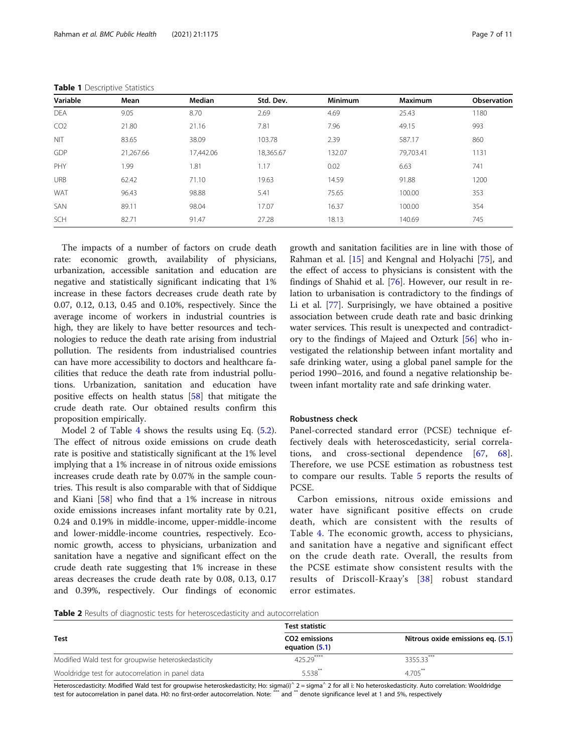**Table 1** Descriptive Statistics

| Variable | Mean | Median | Std. Dev. | Minimum | Maximum | Observation |
|---|---|---|---|---|---|---|
| DEA | 9.05 | 8.70 | 2.69 | 4.69 | 25.43 | 1180 |
| CO2 | 21.80 | 21.16 | 7.81 | 7.96 | 49.15 | 993 |
| NIT | 83.65 | 38.09 | 103.78 | 2.39 | 587.17 | 860 |
| GDP | 21,267.66 | 17,442.06 | 18,365.67 | 132.07 | 79,703.41 | 1131 |
| PHY | 1.99 | 1.81 | 1.17 | 0.02 | 6.63 | 741 |
| URB | 62.42 | 71.10 | 19.63 | 14.59 | 91.88 | 1200 |
| WAT | 96.43 | 98.88 | 5.41 | 75.65 | 100.00 | 353 |
| SAN | 89.11 | 98.04 | 17.07 | 16.37 | 100.00 | 354 |
| SCH | 82.71 | 91.47 | 27.28 | 18.13 | 140.69 | 745 |

The impacts of a number of factors on crude death rate: economic growth, availability of physicians, urbanization, accessible sanitation and education are negative and statistically significant indicating that 1% increase in these factors decreases crude death rate by 0.07, 0.12, 0.13, 0.45 and 0.10%, respectively. Since the average income of workers in industrial countries is high, they are likely to have better resources and technologies to reduce the death rate arising from industrial pollution. The residents from industrialised countries can have more accessibility to doctors and healthcare facilities that reduce the death rate from industrial pollutions. Urbanization, sanitation and education have positive effects on health status [58] that mitigate the crude death rate. Our obtained results confirm this proposition empirically.

Model 2 of Table 4 shows the results using Eq. (5.2). The effect of nitrous oxide emissions on crude death rate is positive and statistically significant at the 1% level implying that a 1% increase in of nitrous oxide emissions increases crude death rate by 0.07% in the sample countries. This result is also comparable with that of Siddique and Kiani [58] who find that a 1% increase in nitrous oxide emissions increases infant mortality rate by 0.21, 0.24 and 0.19% in middle-income, upper-middle-income and lower-middle-income countries, respectively. Economic growth, access to physicians, urbanization and sanitation have a negative and significant effect on the crude death rate suggesting that 1% increase in these areas decreases the crude death rate by 0.08, 0.13, 0.17 and 0.39%, respectively. Our findings of economic growth and sanitation facilities are in line with those of Rahman et al. [15] and Kengnal and Holyachi [75], and the effect of access to physicians is consistent with the findings of Shahid et al. [76]. However, our result in relation to urbanisation is contradictory to the findings of Li et al. [77]. Surprisingly, we have obtained a positive association between crude death rate and basic drinking water services. This result is unexpected and contradictory to the findings of Majeed and Ozturk [56] who investigated the relationship between infant mortality and safe drinking water, using a global panel sample for the period 1990–2016, and found a negative relationship between infant mortality rate and safe drinking water.

### Robustness check

Panel-corrected standard error (PCSE) technique effectively deals with heteroscedasticity, serial correlations, and cross-sectional dependence [67, 68]. Therefore, we use PCSE estimation as robustness test to compare our results. Table 5 reports the results of PCSE.

Carbon emissions, nitrous oxide emissions and water have significant positive effects on crude death, which are consistent with the results of Table 4. The economic growth, access to physicians, and sanitation have a negative and significant effect on the crude death rate. Overall, the results from the PCSE estimate show consistent results with the results of Driscoll-Kraay's [38] robust standard error estimates.

**Table 2** Results of diagnostic tests for heteroscedasticity and autocorrelation

| Test | Test statistic | |
|---|---|---|
| | CO2 emissions equation (5.1) | Nitrous oxide emissions eq. (5.1) |
| Modified Wald test for groupwise heteroskedasticity | 425.29**** | 3355.33*** |
| Wooldridge test for autocorrelation in panel data | 5.538** | 4.705** |

Heteroscedasticity: Modified Wald test for groupwise heteroskedasticity; Ho: sigma(i)^2 = sigma^2 for all i: No heteroskedasticity. Auto correlation: Wooldridge test for autocorrelation in panel data. H0: no first-order autocorrelation. Note: *** and ** denote significance level at 1 and 5%, respectively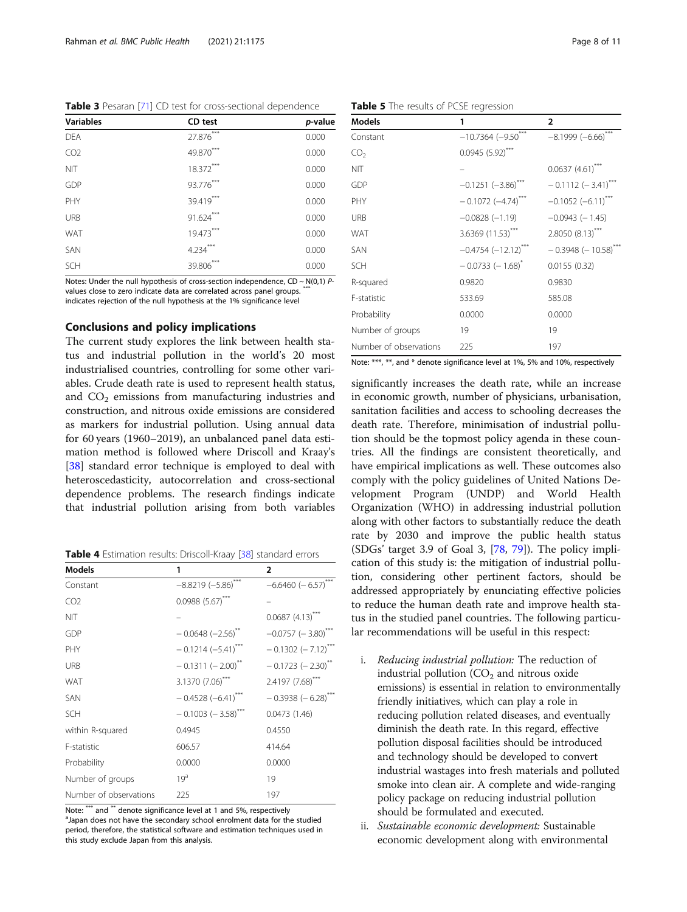**Table 3** Pesaran [71] CD test for cross-sectional dependence

| Variables | CD test | *p*-value |
|---|---|---|
| DEA | 27.876*** | 0.000 |
| CO2 | 49.870*** | 0.000 |
| NIT | 18.372*** | 0.000 |
| GDP | 93.776*** | 0.000 |
| PHY | 39.419*** | 0.000 |
| URB | 91.624*** | 0.000 |
| WAT | 19.473*** | 0.000 |
| SAN | 4.234*** | 0.000 |
| SCH | 39.806*** | 0.000 |

Notes: Under the null hypothesis of cross-section independence, CD ~ N(0,1) P-values close to zero indicate data are correlated across panel groups. *** indicates rejection of the null hypothesis at the 1% significance level

## Conclusions and policy implications

The current study explores the link between health status and industrial pollution in the world's 20 most industrialised countries, controlling for some other variables. Crude death rate is used to represent health status, and $CO_2$ emissions from manufacturing industries and construction, and nitrous oxide emissions are considered as markers for industrial pollution. Using annual data for 60 years (1960–2019), an unbalanced panel data estimation method is followed where Driscoll and Kraay's [38] standard error technique is employed to deal with heteroscedasticity, autocorrelation and cross-sectional dependence problems. The research findings indicate that industrial pollution arising from both variables significantly increases the death rate, while an increase in economic growth, number of physicians, urbanisation, sanitation facilities and access to schooling decreases the death rate. Therefore, minimisation of industrial pollution should be the topmost policy agenda in these countries. All the findings are consistent theoretically, and have empirical implications as well. These outcomes also comply with the policy guidelines of United Nations Development Program (UNDP) and World Health Organization (WHO) in addressing industrial pollution along with other factors to substantially reduce the death rate by 2030 and improve the public health status (SDGs' target 3.9 of Goal 3, [78, 79]). The policy implication of this study is: the mitigation of industrial pollution, considering other pertinent factors, should be addressed appropriately by enunciating effective policies to reduce the human death rate and improve health status in the studied panel countries. The following particular recommendations will be useful in this respect:

i. *Reducing industrial pollution:* The reduction of industrial pollution ($CO_2$ and nitrous oxide emissions) is essential in relation to environmentally friendly initiatives, which can play a role in reducing pollution related diseases, and eventually diminish the death rate. In this regard, effective pollution disposal facilities should be introduced and technology should be developed to convert industrial wastages into fresh materials and polluted smoke into clean air. A complete and wide-ranging policy package on reducing industrial pollution should be formulated and executed.
ii. *Sustainable economic development:* Sustainable economic development along with environmental

**Table 4** Estimation results: Driscoll-Kraay [38] standard errors

| Models | 1 | 2 |
|---|---|---|
| Constant | −8.8219 (−5.86)*** | −6.6460 (− 6.57)*** |
| CO2 | 0.0988 (5.67)*** | – |
| NIT | – | 0.0687 (4.13)*** |
| GDP | − 0.0648 (−2.56)** | −0.0757 (− 3.80)*** |
| PHY | − 0.1214 (−5.41)*** | − 0.1302 (− 7.12)*** |
| URB | − 0.1311 (− 2.00)** | − 0.1723 (− 2.30)** |
| WAT | 3.1370 (7.06)*** | 2.4197 (7.68)*** |
| SAN | − 0.4528 (−6.41)*** | − 0.3938 (− 6.28)*** |
| SCH | − 0.1003 (− 3.58)*** | 0.0473 (1.46) |
| within R-squared | 0.4945 | 0.4550 |
| F-statistic | 606.57 | 414.64 |
| Probability | 0.0000 | 0.0000 |
| Number of groups | 19[a] | 19 |
| Number of observations | 225 | 197 |

Note: *** and ** denote significance level at 1 and 5%, respectively
[a]Japan does not have the secondary school enrolment data for the studied period, therefore, the statistical software and estimation techniques used in this study exclude Japan from this analysis.

**Table 5** The results of PCSE regression

| Models | 1 | 2 |
|---|---|---|
| Constant | −10.7364 (−9.50*** | −8.1999 (−6.66)*** |
| $CO_2$ | 0.0945 (5.92)*** | |
| NIT | – | 0.0637 (4.61)*** |
| GDP | −0.1251 (−3.86)*** | − 0.1112 (− 3.41)*** |
| PHY | − 0.1072 (−4.74)*** | −0.1052 (−6.11)*** |
| URB | −0.0828 (−1.19) | −0.0943 (− 1.45) |
| WAT | 3.6369 (11.53)*** | 2.8050 (8.13)*** |
| SAN | −0.4754 (−12.12)*** | − 0.3948 (− 10.58)*** |
| SCH | − 0.0733 (− 1.68)* | 0.0155 (0.32) |
| R-squared | 0.9820 | 0.9830 |
| F-statistic | 533.69 | 585.08 |
| Probability | 0.0000 | 0.0000 |
| Number of groups | 19 | 19 |
| Number of observations | 225 | 197 |

Note: ***, **, and * denote significance level at 1%, 5% and 10%, respectively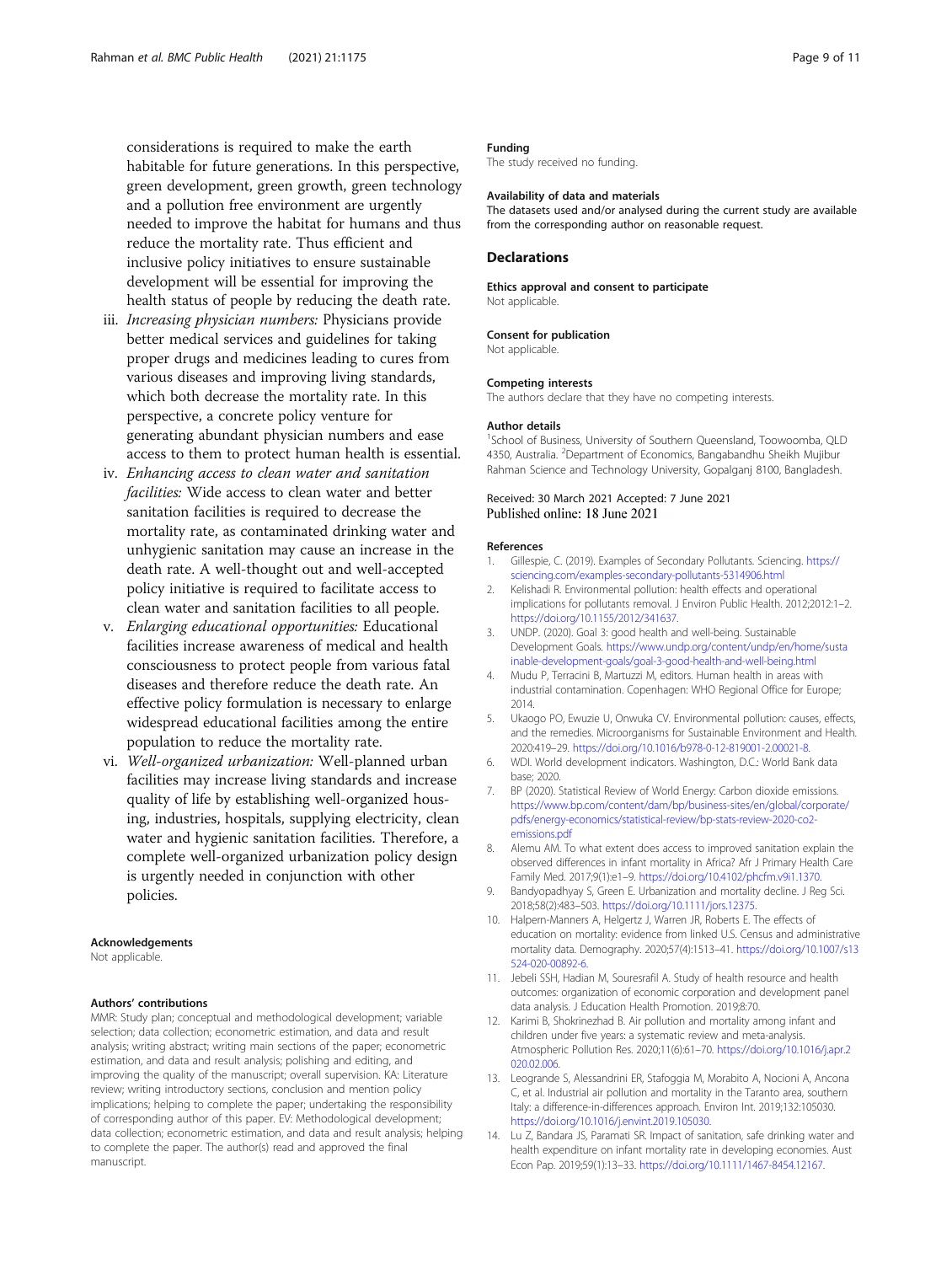considerations is required to make the earth habitable for future generations. In this perspective, green development, green growth, green technology and a pollution free environment are urgently needed to improve the habitat for humans and thus reduce the mortality rate. Thus efficient and inclusive policy initiatives to ensure sustainable development will be essential for improving the health status of people by reducing the death rate.

iii. *Increasing physician numbers:* Physicians provide better medical services and guidelines for taking proper drugs and medicines leading to cures from various diseases and improving living standards, which both decrease the mortality rate. In this perspective, a concrete policy venture for generating abundant physician numbers and ease access to them to protect human health is essential.

iv. *Enhancing access to clean water and sanitation facilities:* Wide access to clean water and better sanitation facilities is required to decrease the mortality rate, as contaminated drinking water and unhygienic sanitation may cause an increase in the death rate. A well-thought out and well-accepted policy initiative is required to facilitate access to clean water and sanitation facilities to all people.

v. *Enlarging educational opportunities:* Educational facilities increase awareness of medical and health consciousness to protect people from various fatal diseases and therefore reduce the death rate. An effective policy formulation is necessary to enlarge widespread educational facilities among the entire population to reduce the mortality rate.

vi. *Well-organized urbanization:* Well-planned urban facilities may increase living standards and increase quality of life by establishing well-organized housing, industries, hospitals, supplying electricity, clean water and hygienic sanitation facilities. Therefore, a complete well-organized urbanization policy design is urgently needed in conjunction with other policies.

### Acknowledgements

Not applicable.

### Authors' contributions

MMR: Study plan; conceptual and methodological development; variable selection; data collection; econometric estimation, and data and result analysis; writing abstract; writing main sections of the paper; econometric estimation, and data and result analysis; polishing and editing, and improving the quality of the manuscript; overall supervision. KA: Literature review; writing introductory sections, conclusion and mention policy implications; helping to complete the paper; undertaking the responsibility of corresponding author of this paper. EV: Methodological development; data collection; econometric estimation, and data and result analysis; helping to complete the paper. The author(s) read and approved the final manuscript.

### Funding

The study received no funding.

### Availability of data and materials

The datasets used and/or analysed during the current study are available from the corresponding author on reasonable request.

## Declarations

### Ethics approval and consent to participate

Not applicable.

### Consent for publication

Not applicable.

### Competing interests

The authors declare that they have no competing interests.

### Author details

[1]School of Business, University of Southern Queensland, Toowoomba, QLD 4350, Australia. [2]Department of Economics, Bangabandhu Sheikh Mujibur Rahman Science and Technology University, Gopalganj 8100, Bangladesh.

Received: 30 March 2021 Accepted: 7 June 2021
Published online: 18 June 2021

### References

1. Gillespie, C. (2019). Examples of Secondary Pollutants. Sciencing. https://sciencing.com/examples-secondary-pollutants-5314906.html
2. Kelishadi R. Environmental pollution: health effects and operational implications for pollutants removal. J Environ Public Health. 2012;2012:1–2. https://doi.org/10.1155/2012/341637.
3. UNDP. (2020). Goal 3: good health and well-being. Sustainable Development Goals. https://www.undp.org/content/undp/en/home/sustainable-development-goals/goal-3-good-health-and-well-being.html
4. Mudu P, Terracini B, Martuzzi M, editors. Human health in areas with industrial contamination. Copenhagen: WHO Regional Office for Europe; 2014.
5. Ukaogo PO, Ewuzie U, Onwuka CV. Environmental pollution: causes, effects, and the remedies. Microorganisms for Sustainable Environment and Health. 2020:419–29. https://doi.org/10.1016/b978-0-12-819001-2.00021-8.
6. WDI. World development indicators. Washington, D.C.: World Bank data base; 2020.
7. BP (2020). Statistical Review of World Energy: Carbon dioxide emissions. https://www.bp.com/content/dam/bp/business-sites/en/global/corporate/pdfs/energy-economics/statistical-review/bp-stats-review-2020-co2-emissions.pdf
8. Alemu AM. To what extent does access to improved sanitation explain the observed differences in infant mortality in Africa? Afr J Primary Health Care Family Med. 2017;9(1):e1–9. https://doi.org/10.4102/phcfm.v9i1.1370.
9. Bandyopadhyay S, Green E. Urbanization and mortality decline. J Reg Sci. 2018;58(2):483–503. https://doi.org/10.1111/jors.12375.
10. Halpern-Manners A, Helgertz J, Warren JR, Roberts E. The effects of education on mortality: evidence from linked U.S. Census and administrative mortality data. Demography. 2020;57(4):1513–41. https://doi.org/10.1007/s13524-020-00892-6.
11. Jebeli SSH, Hadian M, Souresrafil A. Study of health resource and health outcomes: organization of economic corporation and development panel data analysis. J Education Health Promotion. 2019;8:70.
12. Karimi B, Shokrinezhad B. Air pollution and mortality among infant and children under five years: a systematic review and meta-analysis. Atmospheric Pollution Res. 2020;11(6):61–70. https://doi.org/10.1016/j.apr.2020.02.006.
13. Leogrande S, Alessandrini ER, Stafoggia M, Morabito A, Nocioni A, Ancona C, et al. Industrial air pollution and mortality in the Taranto area, southern Italy: a difference-in-differences approach. Environ Int. 2019;132:105030. https://doi.org/10.1016/j.envint.2019.105030.
14. Lu Z, Bandara JS, Paramati SR. Impact of sanitation, safe drinking water and health expenditure on infant mortality rate in developing economies. Aust Econ Pap. 2019;59(1):13–33. https://doi.org/10.1111/1467-8454.12167.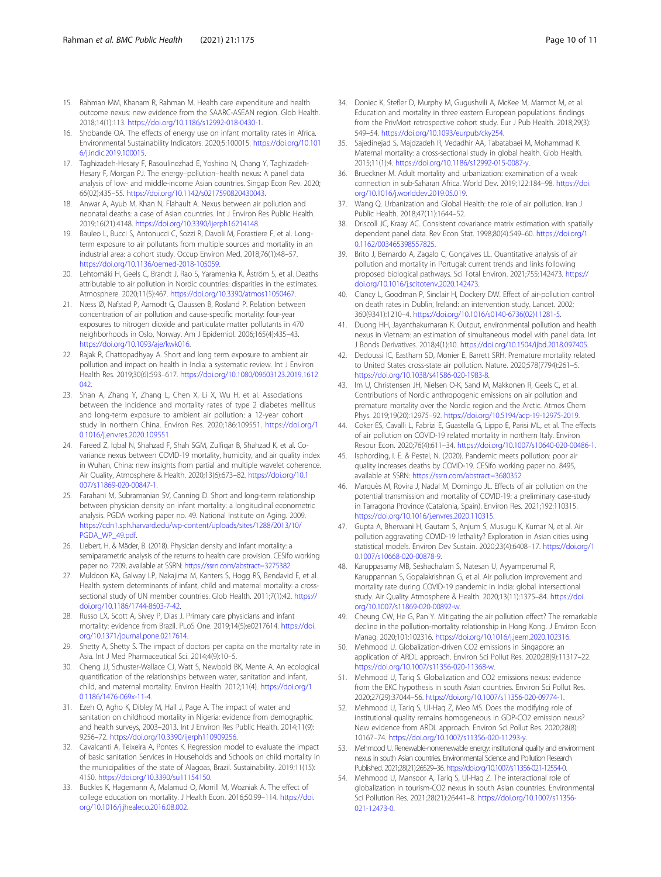15. Rahman MM, Khanam R, Rahman M. Health care expenditure and health outcome nexus: new evidence from the SAARC-ASEAN region. Glob Health. 2018;14(1):113. https://doi.org/10.1186/s12992-018-0430-1.
16. Shobande OA. The effects of energy use on infant mortality rates in Africa. Environmental Sustainability Indicators. 2020;5:100015. https://doi.org/10.1016/j.indic.2019.100015.
17. Taghizadeh-Hesary F, Rasoulinezhad E, Yoshino N, Chang Y, Taghizadeh-Hesary F, Morgan PJ. The energy–pollution–health nexus: A panel data analysis of low- and middle-income Asian countries. Singap Econ Rev. 2020;66(02):435–55. https://doi.org/10.1142/s0217590820430043.
18. Anwar A, Ayub M, Khan N, Flahault A. Nexus between air pollution and neonatal deaths: a case of Asian countries. Int J Environ Res Public Health. 2019;16(21):4148. https://doi.org/10.3390/ijerph16214148.
19. Bauleo L, Bucci S, Antonucci C, Sozzi R, Davoli M, Forastiere F, et al. Long-term exposure to air pollutants from multiple sources and mortality in an industrial area: a cohort study. Occup Environ Med. 2018;76(1):48–57. https://doi.org/10.1136/oemed-2018-105059.
20. Lehtomäki H, Geels C, Brandt J, Rao S, Yaramenka K, Åström S, et al. Deaths attributable to air pollution in Nordic countries: disparities in the estimates. Atmosphere. 2020;11(5):467. https://doi.org/10.3390/atmos11050467.
21. Næss Ø, Nafstad P, Aamodt G, Claussen B, Rosland P. Relation between concentration of air pollution and cause-specific mortality: four-year exposures to nitrogen dioxide and particulate matter pollutants in 470 neighborhoods in Oslo, Norway. Am J Epidemiol. 2006;165(4):435–43. https://doi.org/10.1093/aje/kwk016.
22. Rajak R, Chattopadhyay A. Short and long term exposure to ambient air pollution and impact on health in India: a systematic review. Int J Environ Health Res. 2019;30(6):593–617. https://doi.org/10.1080/09603123.2019.1612042.
23. Shan A, Zhang Y, Zhang L, Chen X, Li X, Wu H, et al. Associations between the incidence and mortality rates of type 2 diabetes mellitus and long-term exposure to ambient air pollution: a 12-year cohort study in northern China. Environ Res. 2020;186:109551. https://doi.org/10.1016/j.envres.2020.109551.
24. Fareed Z, Iqbal N, Shahzad F, Shah SGM, Zulfiqar B, Shahzad K, et al. Co-variance nexus between COVID-19 mortality, humidity, and air quality index in Wuhan, China: new insights from partial and multiple wavelet coherence. Air Quality, Atmosphere & Health. 2020;13(6):673–82. https://doi.org/10.1007/s11869-020-00847-1.
25. Farahani M, Subramanian SV, Canning D. Short and long-term relationship between physician density on infant mortality: a longitudinal econometric analysis. PGDA working paper no. 49. National Institute on Aging. 2009. https://cdn1.sph.harvard.edu/wp-content/uploads/sites/1288/2013/10/PGDA_WP_49.pdf.
26. Liebert, H. & Mäder, B. (2018). Physician density and infant mortality: a semiparametric analysis of the returns to health care provision. CESifo working paper no. 7209, available at SSRN: https://ssrn.com/abstract=3275382
27. Muldoon KA, Galway LP, Nakajima M, Kanters S, Hogg RS, Bendavid E, et al. Health system determinants of infant, child and maternal mortality: a cross-sectional study of UN member countries. Glob Health. 2011;7(1):42. https://doi.org/10.1186/1744-8603-7-42.
28. Russo LX, Scott A, Sivey P, Dias J. Primary care physicians and infant mortality: evidence from Brazil. PLoS One. 2019;14(5):e0217614. https://doi.org/10.1371/journal.pone.0217614.
29. Shetty A, Shetty S. The impact of doctors per capita on the mortality rate in Asia. Int J Med Pharmaceutical Sci. 2014;4(9):10–5.
30. Cheng JJ, Schuster-Wallace CJ, Watt S, Newbold BK, Mente A. An ecological quantification of the relationships between water, sanitation and infant, child, and maternal mortality. Environ Health. 2012;11(4). https://doi.org/10.1186/1476-069x-11-4.
31. Ezeh O, Agho K, Dibley M, Hall J, Page A. The impact of water and sanitation on childhood mortality in Nigeria: evidence from demographic and health surveys, 2003–2013. Int J Environ Res Public Health. 2014;11(9):9256–72. https://doi.org/10.3390/ijerph110909256.
32. Cavalcanti A, Teixeira A, Pontes K. Regression model to evaluate the impact of basic sanitation Services in Households and Schools on child mortality in the municipalities of the state of Alagoas, Brazil. Sustainability. 2019;11(15):4150. https://doi.org/10.3390/su11154150.
33. Buckles K, Hagemann A, Malamud O, Morrill M, Wozniak A. The effect of college education on mortality. J Health Econ. 2016;50:99–114. https://doi.org/10.1016/j.jhealeco.2016.08.002.
34. Doniec K, Stefler D, Murphy M, Gugushvili A, McKee M, Marmot M, et al. Education and mortality in three eastern European populations: findings from the PrivMort retrospective cohort study. Eur J Pub Health. 2018;29(3):549–54. https://doi.org/10.1093/eurpub/cky254.
35. Sajedinejad S, Majdzadeh R, Vedadhir AA, Tabatabaei M, Mohammad K. Maternal mortality: a cross-sectional study in global health. Glob Health. 2015;11(1):4. https://doi.org/10.1186/s12992-015-0087-y.
36. Brueckner M. Adult mortality and urbanization: examination of a weak connection in sub-Saharan Africa. World Dev. 2019;122:184–98. https://doi.org/10.1016/j.worlddev.2019.05.019.
37. Wang Q. Urbanization and Global Health: the role of air pollution. Iran J Public Health. 2018;47(11):1644–52.
38. Driscoll JC, Kraay AC. Consistent covariance matrix estimation with spatially dependent panel data. Rev Econ Stat. 1998;80(4):549–60. https://doi.org/10.1162/003465398557825.
39. Brito J, Bernardo A, Zagalo C, Gonçalves LL. Quantitative analysis of air pollution and mortality in Portugal: current trends and links following proposed biological pathways. Sci Total Environ. 2021;755:142473. https://doi.org/10.1016/j.scitotenv.2020.142473.
40. Clancy L, Goodman P, Sinclair H, Dockery DW. Effect of air-pollution control on death rates in Dublin, Ireland: an intervention study. Lancet. 2002;360(9341):1210–4. https://doi.org/10.1016/s0140-6736(02)11281-5.
41. Duong HH, Jayanthakumaran K. Output, environmental pollution and health nexus in Vietnam: an estimation of simultaneous model with panel data. Int J Bonds Derivatives. 2018;4(1):10. https://doi.org/10.1504/ijbd.2018.097405.
42. Dedoussi IC, Eastham SD, Monier E, Barrett SRH. Premature mortality related to United States cross-state air pollution. Nature. 2020;578(7794):261–5. https://doi.org/10.1038/s41586-020-1983-8.
43. Im U, Christensen JH, Nielsen O-K, Sand M, Makkonen R, Geels C, et al. Contributions of Nordic anthropogenic emissions on air pollution and premature mortality over the Nordic region and the Arctic. Atmos Chem Phys. 2019;19(20):12975–92. https://doi.org/10.5194/acp-19-12975-2019.
44. Coker ES, Cavalli L, Fabrizi E, Guastella G, Lippo E, Parisi ML, et al. The effects of air pollution on COVID-19 related mortality in northern Italy. Environ Resour Econ. 2020;76(4):611–34. https://doi.org/10.1007/s10640-020-00486-1.
45. Isphording, I. E. & Pestel, N. (2020). Pandemic meets pollution: poor air quality increases deaths by COVID-19. CESifo working paper no. 8495, available at SSRN: https://ssrn.com/abstract=3680352
46. Marquès M, Rovira J, Nadal M, Domingo JL. Effects of air pollution on the potential transmission and mortality of COVID-19: a preliminary case-study in Tarragona Province (Catalonia, Spain). Environ Res. 2021;192:110315. https://doi.org/10.1016/j.envres.2020.110315.
47. Gupta A, Bherwani H, Gautam S, Anjum S, Musugu K, Kumar N, et al. Air pollution aggravating COVID-19 lethality? Exploration in Asian cities using statistical models. Environ Dev Sustain. 2020;23(4):6408–17. https://doi.org/10.1007/s10668-020-00878-9.
48. Karuppasamy MB, Seshachalam S, Natesan U, Ayyamperumal R, Karuppannan S, Gopalakrishnan G, et al. Air pollution improvement and mortality rate during COVID-19 pandemic in India: global intersectional study. Air Quality Atmosphere & Health. 2020;13(11):1375–84. https://doi.org/10.1007/s11869-020-00892-w.
49. Cheung CW, He G, Pan Y. Mitigating the air pollution effect? The remarkable decline in the pollution-mortality relationship in Hong Kong. J Environ Econ Manag. 2020;101:102316. https://doi.org/10.1016/j.jeem.2020.102316.
50. Mehmood U. Globalization-driven CO2 emissions in Singapore: an application of ARDL approach. Environ Sci Pollut Res. 2020;28(9):11317–22. https://doi.org/10.1007/s11356-020-11368-w.
51. Mehmood U, Tariq S. Globalization and CO2 emissions nexus: evidence from the EKC hypothesis in south Asian countries. Environ Sci Pollut Res. 2020;27(29):37044–56. https://doi.org/10.1007/s11356-020-09774-1.
52. Mehmood U, Tariq S, Ul-Haq Z, Meo MS. Does the modifying role of institutional quality remains homogeneous in GDP-CO2 emission nexus? New evidence from ARDL approach. Environ Sci Pollut Res. 2020;28(8):10167–74. https://doi.org/10.1007/s11356-020-11293-y.
53. Mehmood U. Renewable-nonrenewable energy: institutional quality and environment nexus in south Asian countries. Environmental Science and Pollution Research Published. 2021;28(21):26529–36. https://doi.org/10.1007/s11356-021-12554-0.
54. Mehmood U, Mansoor A, Tariq S, Ul-Haq Z. The interactional role of globalization in tourism-CO2 nexus in south Asian countries. Environmental Sci Pollution Res. 2021;28(21):26441–8. https://doi.org/10.1007/s11356-021-12473-0.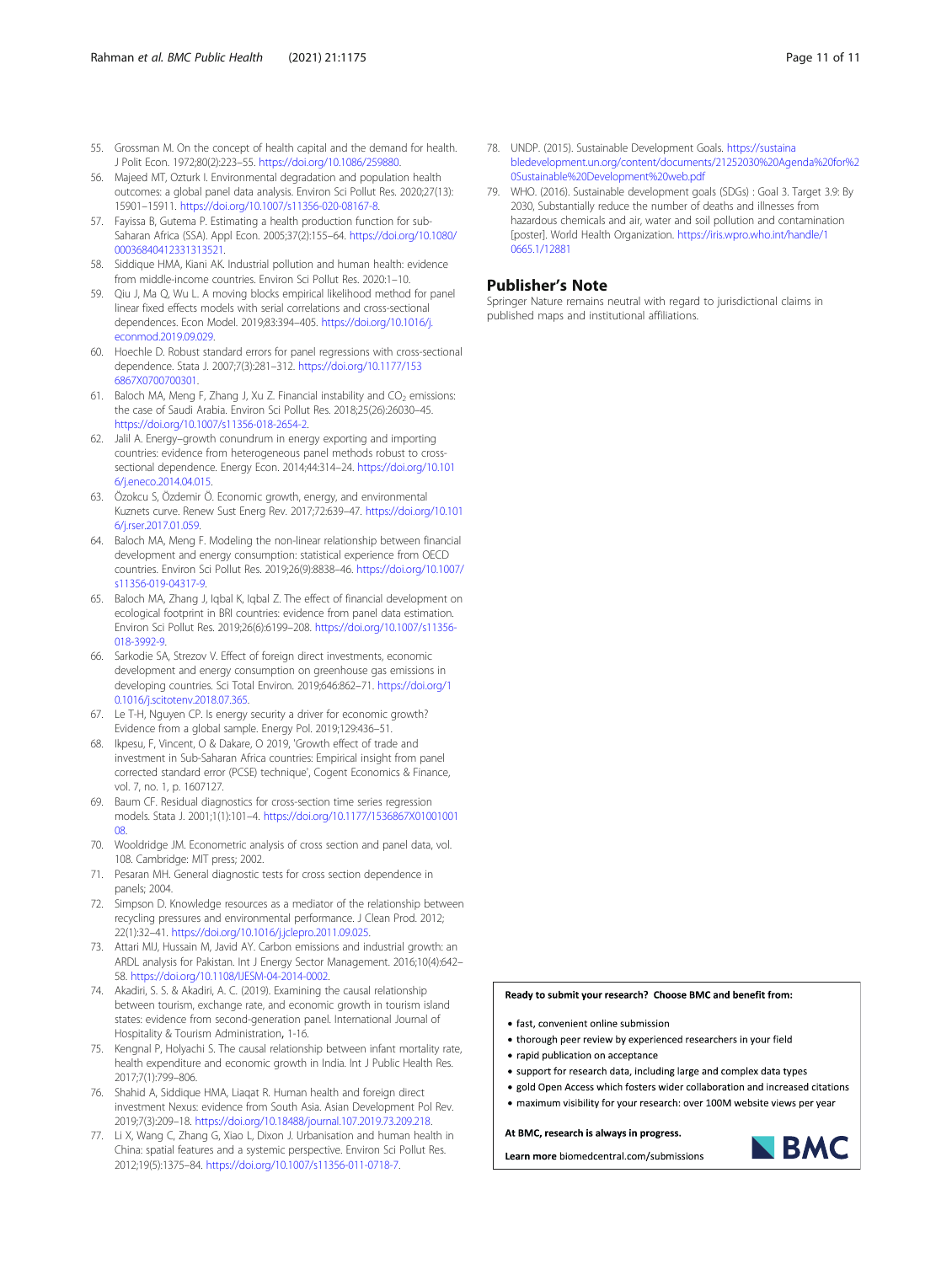55. Grossman M. On the concept of health capital and the demand for health. J Polit Econ. 1972;80(2):223–55. https://doi.org/10.1086/259880.
56. Majeed MT, Ozturk I. Environmental degradation and population health outcomes: a global panel data analysis. Environ Sci Pollut Res. 2020;27(13): 15901–15911. https://doi.org/10.1007/s11356-020-08167-8.
57. Fayissa B, Gutema P. Estimating a health production function for sub-Saharan Africa (SSA). Appl Econ. 2005;37(2):155–64. https://doi.org/10.1080/00036840412331313521.
58. Siddique HMA, Kiani AK. Industrial pollution and human health: evidence from middle-income countries. Environ Sci Pollut Res. 2020:1–10.
59. Qiu J, Ma Q, Wu L. A moving blocks empirical likelihood method for panel linear fixed effects models with serial correlations and cross-sectional dependences. Econ Model. 2019;83:394–405. https://doi.org/10.1016/j.econmod.2019.09.029.
60. Hoechle D. Robust standard errors for panel regressions with cross-sectional dependence. Stata J. 2007;7(3):281–312. https://doi.org/10.1177/1536867X0700700301.
61. Baloch MA, Meng F, Zhang J, Xu Z. Financial instability and $CO_2$ emissions: the case of Saudi Arabia. Environ Sci Pollut Res. 2018;25(26):26030–45. https://doi.org/10.1007/s11356-018-2654-2.
62. Jalil A. Energy–growth conundrum in energy exporting and importing countries: evidence from heterogeneous panel methods robust to cross-sectional dependence. Energy Econ. 2014;44:314–24. https://doi.org/10.1016/j.eneco.2014.04.015.
63. Özokcu S, Özdemir Ö. Economic growth, energy, and environmental Kuznets curve. Renew Sust Energ Rev. 2017;72:639–47. https://doi.org/10.1016/j.rser.2017.01.059.
64. Baloch MA, Meng F. Modeling the non-linear relationship between financial development and energy consumption: statistical experience from OECD countries. Environ Sci Pollut Res. 2019;26(9):8838–46. https://doi.org/10.1007/s11356-019-04317-9.
65. Baloch MA, Zhang J, Iqbal K, Iqbal Z. The effect of financial development on ecological footprint in BRI countries: evidence from panel data estimation. Environ Sci Pollut Res. 2019;26(6):6199–208. https://doi.org/10.1007/s11356-018-3992-9.
66. Sarkodie SA, Strezov V. Effect of foreign direct investments, economic development and energy consumption on greenhouse gas emissions in developing countries. Sci Total Environ. 2019;646:862–71. https://doi.org/10.1016/j.scitotenv.2018.07.365.
67. Le T-H, Nguyen CP. Is energy security a driver for economic growth? Evidence from a global sample. Energy Pol. 2019;129:436–51.
68. Ikpesu, F, Vincent, O & Dakare, O 2019, 'Growth effect of trade and investment in Sub-Saharan Africa countries: Empirical insight from panel corrected standard error (PCSE) technique', Cogent Economics & Finance, vol. 7, no. 1, p. 1607127.
69. Baum CF. Residual diagnostics for cross-section time series regression models. Stata J. 2001;1(1):101–4. https://doi.org/10.1177/1536867X0100100108.
70. Wooldridge JM. Econometric analysis of cross section and panel data, vol. 108. Cambridge: MIT press; 2002.
71. Pesaran MH. General diagnostic tests for cross section dependence in panels; 2004.
72. Simpson D. Knowledge resources as a mediator of the relationship between recycling pressures and environmental performance. J Clean Prod. 2012; 22(1):32–41. https://doi.org/10.1016/j.jclepro.2011.09.025.
73. Attari MIJ, Hussain M, Javid AY. Carbon emissions and industrial growth: an ARDL analysis for Pakistan. Int J Energy Sector Management. 2016;10(4):642–58. https://doi.org/10.1108/IJESM-04-2014-0002.
74. Akadiri, S. S. & Akadiri, A. C. (2019). Examining the causal relationship between tourism, exchange rate, and economic growth in tourism island states: evidence from second-generation panel. International Journal of Hospitality & Tourism Administration, 1-16.
75. Kengnal P, Holyachi S. The causal relationship between infant mortality rate, health expenditure and economic growth in India. Int J Public Health Res. 2017;7(1):799–806.
76. Shahid A, Siddique HMA, Liaqat R. Human health and foreign direct investment Nexus: evidence from South Asia. Asian Development Pol Rev. 2019;7(3):209–18. https://doi.org/10.18488/journal.107.2019.73.209.218.
77. Li X, Wang C, Zhang G, Xiao L, Dixon J. Urbanisation and human health in China: spatial features and a systemic perspective. Environ Sci Pollut Res. 2012;19(5):1375–84. https://doi.org/10.1007/s11356-011-0718-7.
78. UNDP. (2015). Sustainable Development Goals. https://sustainabledevelopment.un.org/content/documents/21252030%20Agenda%20for%20Sustainable%20Development%20web.pdf
79. WHO. (2016). Sustainable development goals (SDGs) : Goal 3. Target 3.9: By 2030, Substantially reduce the number of deaths and illnesses from hazardous chemicals and air, water and soil pollution and contamination [poster]. World Health Organization. https://iris.wpro.who.int/handle/10665.1/12881

## Publisher's Note

Springer Nature remains neutral with regard to jurisdictional claims in published maps and institutional affiliations.

**Ready to submit your research? Choose BMC and benefit from:**

- fast, convenient online submission
- thorough peer review by experienced researchers in your field
- rapid publication on acceptance
- support for research data, including large and complex data types
- gold Open Access which fosters wider collaboration and increased citations
- maximum visibility for your research: over 100M website views per year

**At BMC, research is always in progress.**

**Learn more** biomedcentral.com/submissions

BMC